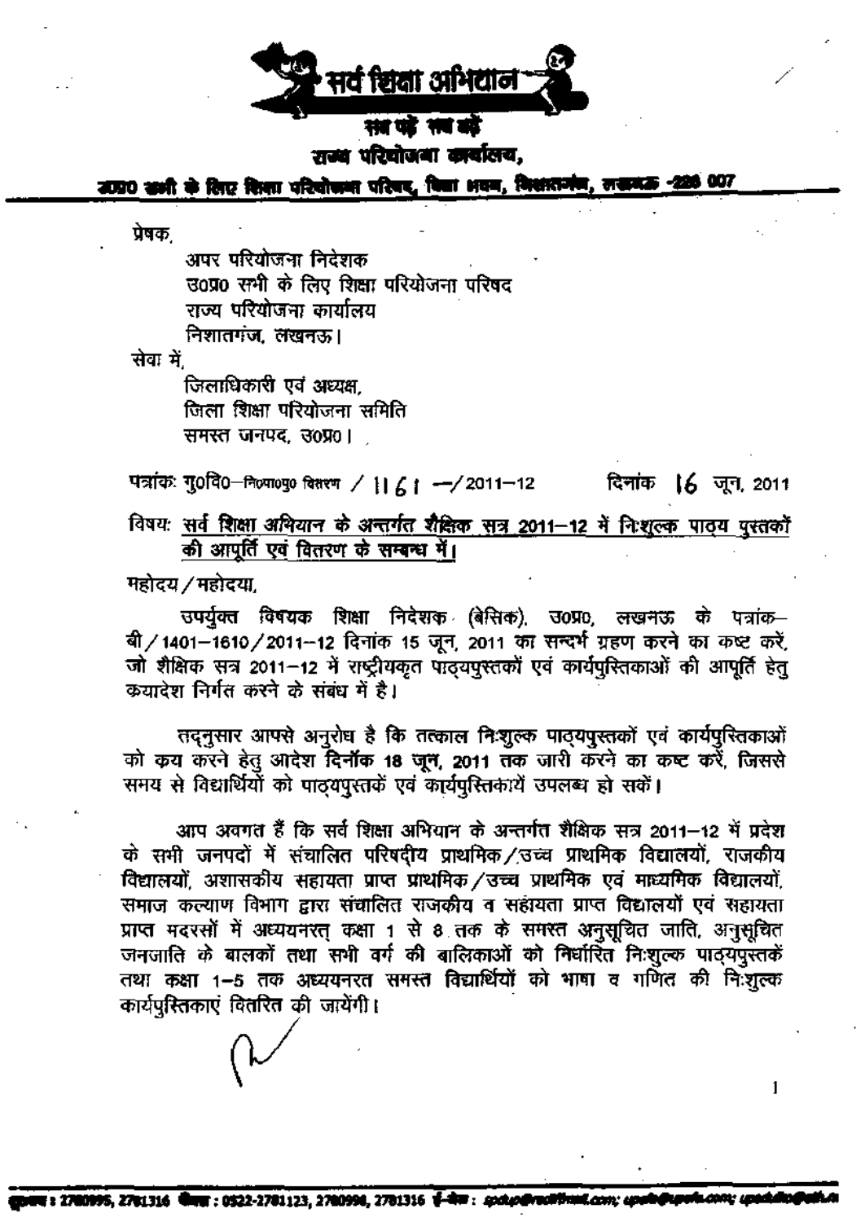# सर्व शिक्षा अभियान

सब पढ़ें सब बढ़ें

राज्य परियोजना कार्यालय,

उ0प्र0 सभी के लिए शिक्षा परियोजना परिषद, विद्या भवन, निशातगंज, लखनऊ -226 007

प्रेषक,

अपर परियोजना निदेशक
उ0प्र0 सभी के लिए शिक्षा परियोजना परिषद
राज्य परियोजना कार्यालय
निशातगंज, लखनऊ।

सेवा में,

जिलाधिकारी एवं अध्यक्ष,
जिला शिक्षा परियोजना समिति
समस्त जनपद, उ0प्र0।

पत्रांक: गु0वि0–नि0पा0पु0 वितरण / 1161 –/2011–12 दिनांक 16 जून, 2011

विषय: सर्व शिक्षा अभियान के अन्तर्गत शैक्षिक सत्र 2011–12 में निःशुल्क पाठ्य पुस्तकों की आपूर्ति एवं वितरण के सम्बन्ध में।

महोदय/महोदया,

उपर्युक्त विषयक शिक्षा निदेशक (बेसिक), उ0प्र0, लखनऊ के पत्रांक–बी/1401–1610/2011–12 दिनांक 15 जून, 2011 का सन्दर्भ ग्रहण करने का कष्ट करें, जो शैक्षिक सत्र 2011–12 में राष्ट्रीयकृत पाठ्यपुस्तकों एवं कार्यपुस्तिकाओं की आपूर्ति हेतु क्रयादेश निर्गत करने के संबंध में है।

तद्नुसार आपसे अनुरोध है कि तत्काल निःशुल्क पाठ्यपुस्तकों एवं कार्यपुस्तिकाओं को क्रय करने हेतु आदेश **दिनाँक 18 जून, 2011** तक जारी करने का कष्ट करें, जिससे समय से विद्यार्थियों को पाठ्यपुस्तकें एवं कार्यपुस्तिकायें उपलब्ध हो सकें।

आप अवगत हैं कि सर्व शिक्षा अभियान के अन्तर्गत शैक्षिक सत्र 2011–12 में प्रदेश के सभी जनपदों में संचालित परिषदीय प्राथमिक/उच्च प्राथमिक विद्यालयों, राजकीय विद्यालयों, अशासकीय सहायता प्राप्त प्राथमिक/उच्च प्राथमिक एवं माध्यमिक विद्यालयों, समाज कल्याण विभाग द्वारा संचालित राजकीय व सहायता प्राप्त विद्यालयों एवं सहायता प्राप्त मदरसों में अध्ययनरत् कक्षा 1 से 8 तक के समस्त अनुसूचित जाति, अनुसूचित जनजाति के बालकों तथा सभी वर्ग की बालिकाओं को निर्धारित निःशुल्क पाठ्यपुस्तकें तथा कक्षा 1–5 तक अध्ययनरत समस्त विद्यार्थियों को भाषा व गणित की निःशुल्क कार्यपुस्तिकाएं वितरित की जायेंगी।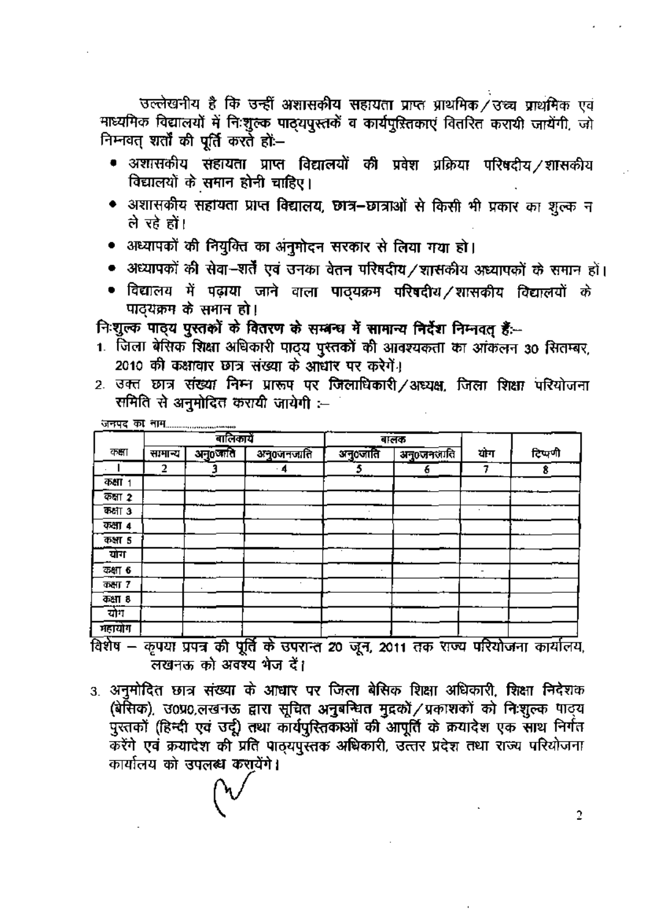उल्लेखनीय है कि उन्हीं अशासकीय सहायता प्राप्त प्राथमिक/उच्च प्राथमिक एवं माध्यमिक विद्यालयों में निःशुल्क पाठ्यपुस्तकें व कार्यपुस्तिकाएं वितरित करायी जायेंगी, जो निम्नवत् शर्तों की पूर्ति करते हों:–

- अशासकीय सहायता प्राप्त विद्यालयों की प्रवेश प्रक्रिया परिषदीय/शासकीय विद्यालयों के समान होनी चाहिए।
- अशासकीय सहायता प्राप्त विद्यालय, छात्र–छात्राओं से किसी भी प्रकार का शुल्क न ले रहे हों।
- अध्यापकों की नियुक्ति का अनुमोदन सरकार से लिया गया हो।
- अध्यापकों की सेवा–शर्तें एवं उनका वेतन परिषदीय/शासकीय अध्यापकों के समान हों।
- विद्यालय में पढ़ाया जाने वाला पाठ्यक्रम परिषदीय/शासकीय विद्यालयों के पाठ्यक्रम के समान हो।

**निःशुल्क पाठ्य पुस्तकों के वितरण के सम्बन्ध में सामान्य निर्देश निम्नवत् हैं:–**

1. जिला बेसिक शिक्षा अधिकारी पाठ्य पुस्तकों की आवश्यकता का आंकलन 30 सितम्बर, 2010 की कक्षावार छात्र संख्या के आधार पर करेगें।
2. उक्त छात्र संख्या निम्न प्रारूप पर जिलाधिकारी/अध्यक्ष, जिला शिक्षा परियोजना समिति से अनुमोदित करायी जायेगी :–

जनपद का नाम.....................

| कक्षा | बालिकायें | | | बालक | | योग | टिप्पणी |
|---|---|---|---|---|---|---|---|
| | सामान्य | अनु0जाति | अनु0जनजाति | अनु0जाति | अनु0जनजाति | | |
| 1 | 2 | 3 | 4 | 5 | 6 | 7 | 8 |
| कक्षा 1 | | | | | | | |
| कक्षा 2 | | | | | | | |
| कक्षा 3 | | | | | | | |
| कक्षा 4 | | | | | | | |
| कक्षा 5 | | | | | | | |
| योग | | | | | | | |
| कक्षा 6 | | | | | | | |
| कक्षा 7 | | | | | | | |
| कक्षा 8 | | | | | | | |
| योग | | | | | | | |
| महायोग | | | | | | | |

विशेष – कृपया प्रपत्र की पूर्ति के उपरान्त 20 जून, 2011 तक राज्य परियोजना कार्यालय, लखनऊ को अवश्य भेज दें।

3. अनुमोदित छात्र संख्या के आधार पर जिला बेसिक शिक्षा अधिकारी, शिक्षा निदेशक (बेसिक), उ0प्र0,लखनऊ द्वारा सूचित अनुबन्धित मुद्रकों/प्रकाशकों को निःशुल्क पाठ्य पुस्तकों (हिन्दी एवं उर्दू) तथा कार्यपुस्तिकाओं की आपूर्ति के क्रयादेश एक साथ निर्गत करेंगे एवं क्रयादेश की प्रति पाठ्यपुस्तक अधिकारी, उत्तर प्रदेश तथा राज्य परियोजना कार्यालय को उपलब्ध करायेंगे।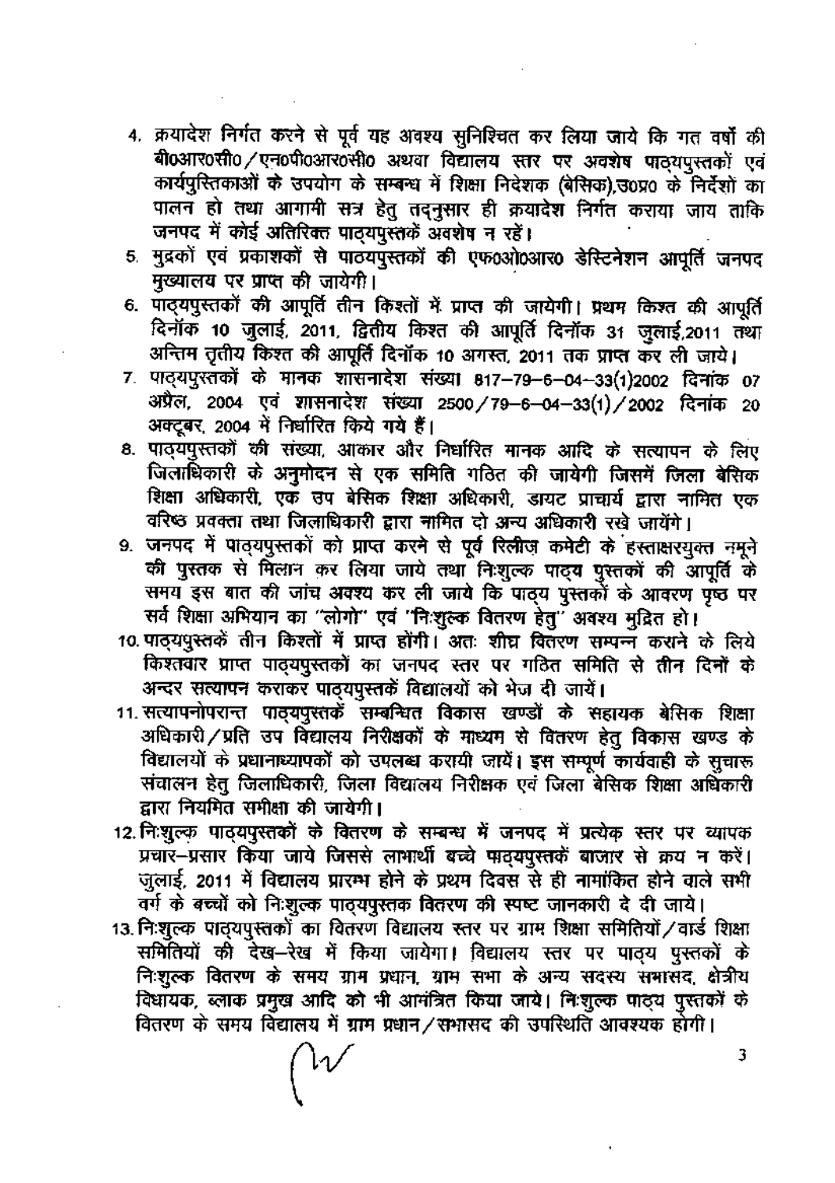4. क्रयादेश निर्गत करने से पूर्व यह अवश्य सुनिश्चित कर लिया जाये कि गत वर्षों की बी0आर0सी0/एन0पी0आर0सी0 अथवा विद्यालय स्तर पर अवशेष पाठ्यपुस्तकों एवं कार्यपुस्तिकाओं के उपयोग के सम्बन्ध में शिक्षा निदेशक (बेसिक),उ0प्र0 के निर्देशों का पालन हो तथा आगामी सत्र हेतु तद्नुसार ही क्रयादेश निर्गत कराया जाय ताकि जनपद में कोई अतिरिक्त पाठ्यपुस्तकें अवशेष न रहें।
5. मुद्रकों एवं प्रकाशकों से पाठयपुस्तकों की एफ0ओ0आर0 डेस्टिनेशन आपूर्ति जनपद मुख्यालय पर प्राप्त की जायेगी।
6. पाठ्यपुस्तकों की आपूर्ति तीन किश्तों में प्राप्त की जायेगी। प्रथम किश्त की आपूर्ति दिनॉक 10 जुलाई, 2011, द्वितीय किश्त की आपूर्ति दिनॉक 31 जुलाई,2011 तथा अन्तिम तृतीय किश्त की आपूर्ति दिनॉक 10 अगस्त, 2011 तक प्राप्त कर ली जाये।
7. पाठ्यपुस्तकों के मानक शासनादेश संख्या 817–79–6–04–33(1)2002 दिनांक 07 अप्रैल, 2004 एवं शासनादेश संख्या 2500/79–6–04–33(1)/2002 दिनांक 20 अक्टूबर, 2004 में निर्धारित किये गये हैं।
8. पाठ्यपुस्तकों की संख्या, आकार और निर्धारित मानक आदि के सत्यापन के लिए जिलाधिकारी के अनुमोदन से एक समिति गठित की जायेगी जिसमें जिला बेसिक शिक्षा अधिकारी, एक उप बेसिक शिक्षा अधिकारी, डायट प्राचार्य द्वारा नामित एक वरिष्ठ प्रवक्ता तथा जिलाधिकारी द्वारा नामित दो अन्य अधिकारी रखे जायेंगे।
9. जनपद में पाठ्यपुस्तकों को प्राप्त करने से पूर्व रिलीज़ कमेटी के हस्ताक्षरयुक्त नमूने की पुस्तक से मिलान कर लिया जाये तथा निःशुल्क पाठ्य पुस्तकों की आपूर्ति के समय इस बात की जांच अवश्य कर ली जाये कि पाठ्य पुस्तकों के आवरण पृष्ठ पर सर्व शिक्षा अभियान का "लोगो" एवं "निःशुल्क वितरण हेतु" अवश्य मुद्रित हो।
10. पाठ्यपुस्तकें तीन किश्तों में प्राप्त होंगी। अतः शीघ्र वितरण सम्पन्न कराने के लिये किश्तवार प्राप्त पाठ्यपुस्तकों का जनपद स्तर पर गठित समिति से तीन दिनों के अन्दर सत्यापन कराकर पाठ्यपुस्तकें विद्यालयों को भेज दी जायें।
11. सत्यापनोपरान्त पाठ्यपुस्तकें सम्बन्धित विकास खण्डों के सहायक बेसिक शिक्षा अधिकारी/प्रति उप विद्यालय निरीक्षकों के माध्यम से वितरण हेतु विकास खण्ड के विद्यालयों के प्रधानाध्यापकों को उपलब्ध करायी जायें। इस सम्पूर्ण कार्यवाही के सुचारू संचालन हेतु जिलाधिकारी, जिला विद्यालय निरीक्षक एवं जिला बेसिक शिक्षा अधिकारी द्वारा नियमित समीक्षा की जायेगी।
12. निःशुल्क पाठयपुस्तकों के वितरण के सम्बन्ध में जनपद में प्रत्येक स्तर पर व्यापक प्रचार–प्रसार किया जाये जिससे लाभार्थी बच्चे पाठ्यपुस्तकें बाजार से क्रय न करें। जुलाई, 2011 में विद्यालय प्रारम्भ होने के प्रथम दिवस से ही नामांकित होने वाले सभी वर्ग के बच्चों को निःशुल्क पाठ्यपुस्तक वितरण की स्पष्ट जानकारी दे दी जाये।
13. निःशुल्क पाठ्यपुस्तकों का वितरण विद्यालय स्तर पर ग्राम शिक्षा समितियों/वार्ड शिक्षा समितियों की देख–रेख में किया जायेगा। विद्यालय स्तर पर पाठ्य पुस्तकों के निःशुल्क वितरण के समय ग्राम प्रधान, ग्राम सभा के अन्य सदस्य सभासद, क्षेत्रीय विधायक, ब्लाक प्रमुख आदि को भी आमंत्रित किया जाये। निःशुल्क पाठ्य पुस्तकों के वितरण के समय विद्यालय में ग्राम प्रधान/सभासद की उपस्थिति आवश्यक होगी।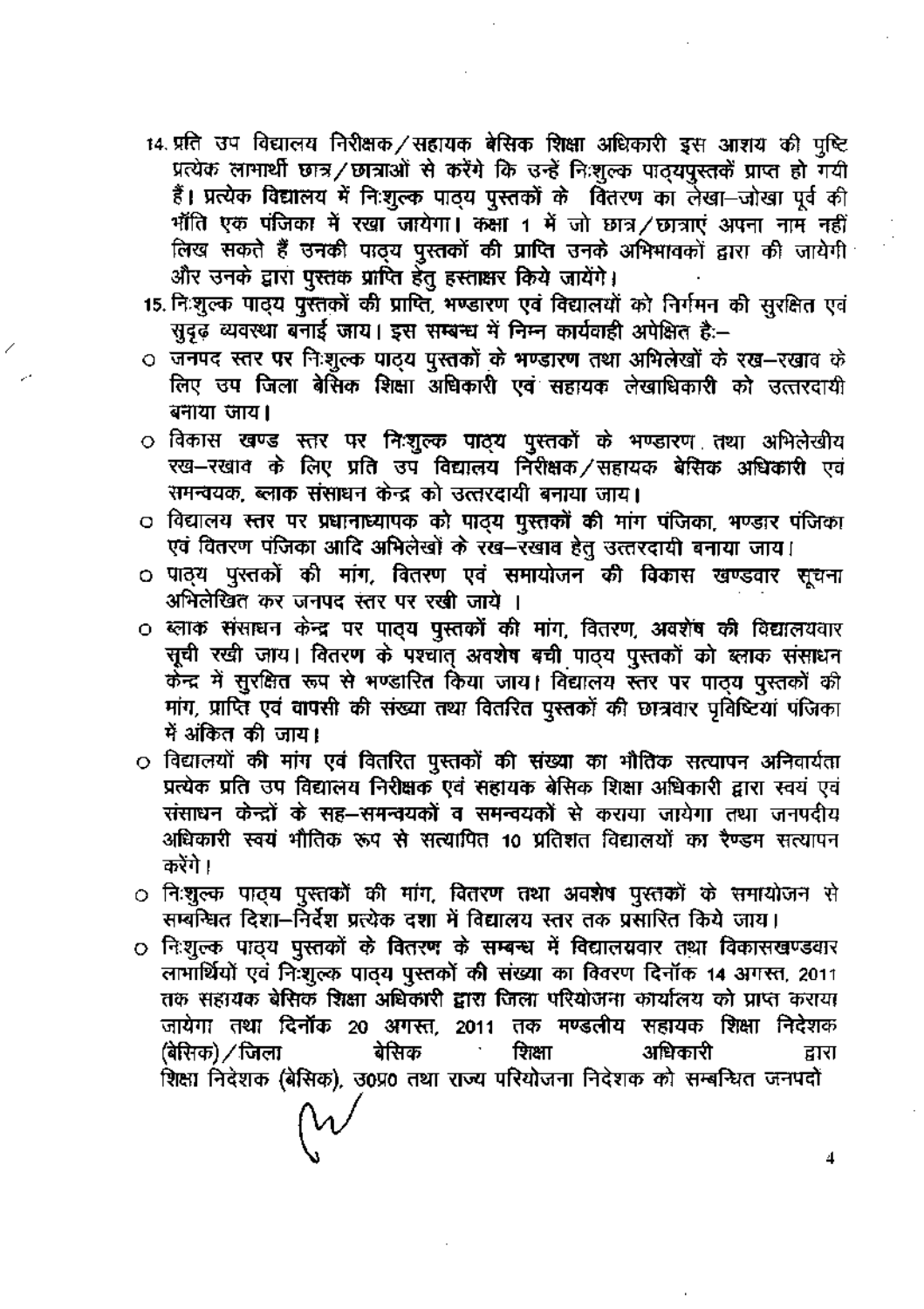14. प्रति उप विद्यालय निरीक्षक/सहायक बेसिक शिक्षा अधिकारी इस आशय की पुष्टि प्रत्येक लाभार्थी छात्र/छात्राओं से करेंगे कि उन्हें निःशुल्क पाठ्यपुस्तकें प्राप्त हो गयी हैं। प्रत्येक विद्यालय में निःशुल्क पाठ्य पुस्तकों के वितरण का लेखा-जोखा पूर्व की भाँति एक पंजिका में रखा जायेगा। कक्षा 1 में जो छात्र/छात्राएं अपना नाम नहीं लिख सकते हैं उनकी पाठ्य पुस्तकों की प्राप्ति उनके अभिभावकों द्वारा की जायेगी और उनके द्वारा पुस्तक प्राप्ति हेतु हस्ताक्षर किये जायेंगे।
15. निःशुल्क पाठ्य पुस्तकों की प्राप्ति, भण्डारण एवं विद्यालयों को निर्गमन की सुरक्षित एवं सुदृढ़ व्यवस्था बनाई जाय। इस सम्बन्ध में निम्न कार्यवाही अपेक्षित है:-

- जनपद स्तर पर निःशुल्क पाठ्य पुस्तकों के भण्डारण तथा अभिलेखों के रख-रखाव के लिए उप जिला बेसिक शिक्षा अधिकारी एवं सहायक लेखाधिकारी को उत्तरदायी बनाया जाय।
- विकास खण्ड स्तर पर निःशुल्क पाठ्य पुस्तकों के भण्डारण तथा अभिलेखीय रख-रखाव के लिए प्रति उप विद्यालय निरीक्षक/सहायक बेसिक अधिकारी एवं समन्वयक, ब्लाक संसाधन केन्द्र को उत्तरदायी बनाया जाय।
- विद्यालय स्तर पर प्रधानाध्यापक को पाठ्य पुस्तकों की मांग पंजिका, भण्डार पंजिका एवं वितरण पंजिका आदि अभिलेखों के रख-रखाव हेतु उत्तरदायी बनाया जाय।
- पाठ्य पुस्तकों की मांग, वितरण एवं समायोजन की विकास खण्डवार सूचना अभिलेखित कर जनपद स्तर पर रखी जाये ।
- ब्लाक संसाधन केन्द्र पर पाठ्य पुस्तकों की मांग, वितरण, अवशेष की विद्यालयवार सूची रखी जाय। वितरण के पश्चात् अवशेष बची पाठ्य पुस्तकों को ब्लाक संसाधन केन्द्र में सुरक्षित रूप से भण्डारित किया जाय। विद्यालय स्तर पर पाठ्य पुस्तकों की मांग, प्राप्ति एवं वापसी की संख्या तथा वितरित पुस्तकों की छात्रवार प्रविष्टियां पंजिका में अंकित की जाय।
- विद्यालयों की मांग एवं वितरित पुस्तकों की संख्या का भौतिक सत्यापन अनिवार्यता प्रत्येक प्रति उप विद्यालय निरीक्षक एवं सहायक बेसिक शिक्षा अधिकारी द्वारा स्वयं एवं संसाधन केन्द्रों के सह-समन्वयकों व समन्वयकों से कराया जायेगा तथा जनपदीय अधिकारी स्वयं भौतिक रूप से सत्यापित 10 प्रतिशत विद्यालयों का रैण्डम सत्यापन करेंगे।
- निःशुल्क पाठ्य पुस्तकों की मांग, वितरण तथा अवशेष पुस्तकों के समायोजन से सम्बन्धित दिशा-निर्देश प्रत्येक दशा में विद्यालय स्तर तक प्रसारित किये जाय।
- निःशुल्क पाठ्य पुस्तकों के वितरण के सम्बन्ध में विद्यालयवार तथा विकासखण्डवार लाभार्थियों एवं निःशुल्क पाठ्य पुस्तकों की संख्या का विवरण दिनॉक 14 अगस्त, 2011 तक सहायक बेसिक शिक्षा अधिकारी द्वारा जिला परियोजना कार्यालय को प्राप्त कराया जायेगा तथा दिनॉक 20 अगस्त, 2011 तक मण्डलीय सहायक शिक्षा निदेशक (बेसिक)/जिला बेसिक शिक्षा अधिकारी द्वारा शिक्षा निदेशक (बेसिक), उ0प्र0 तथा राज्य परियोजना निदेशक को सम्बन्धित जनपदों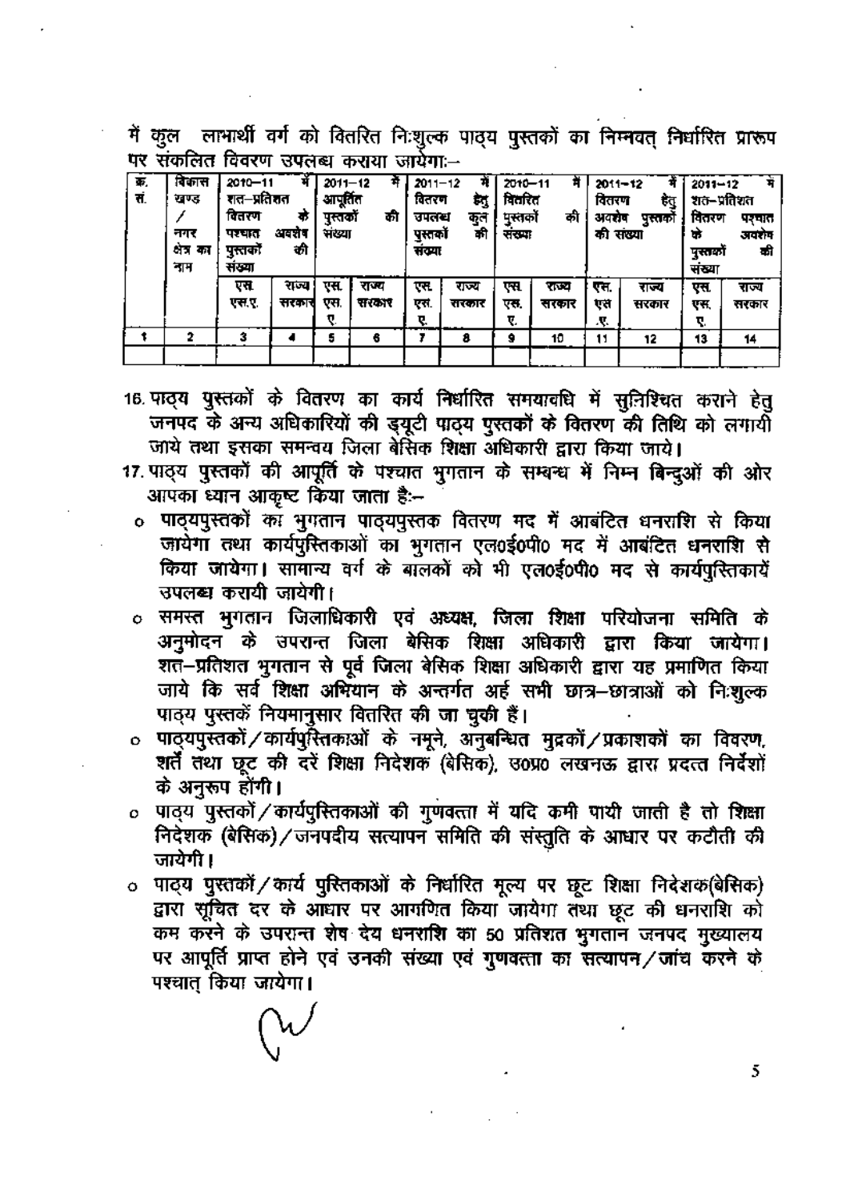में कुल लाभार्थी वर्ग को वितरित निःशुल्क पाठ्य पुस्तकों का निम्नवत् निर्धारित प्रारूप पर संकलित विवरण उपलब्ध कराया जायेगा:–

| क्र. सं. | विकास खण्ड / नगर क्षेत्र का नाम | 2010–11 में शत–प्रतिशत वितरण के पश्चात अवशेष पुस्तकों की संख्या | | 2011–12 में आपूर्तित पुस्तकों की संख्या | | 2011–12 में वितरण हेतु उपलब्ध कुल पुस्तकों की संख्या | | 2010–11 में वितरित पुस्तकों की संख्या | | 2011–12 में वितरण हेतु अवशेष पुस्तकों की संख्या | | 2011–12 में शत–प्रतिशत वितरण के पश्चात अवशेष पुस्तकों की संख्या | |
|---|---|---|---|---|---|---|---|---|---|---|---|---|---|
| | | एस. एस.ए. | राज्य सरकार | एस. एस. ए. | राज्य सरकार | एस. एस. ए. | राज्य सरकार | एस. एस. ए. | राज्य सरकार | एस. एस .ए. | राज्य सरकार | एस. एस. ए. | राज्य सरकार |
| 1 | 2 | 3 | 4 | 5 | 6 | 7 | 8 | 9 | 10 | 11 | 12 | 13 | 14 |
| | | | | | | | | | | | | | |

16. पाठ्य पुस्तकों के वितरण का कार्य निर्धारित समयावधि में सुनिश्चित कराने हेतु जनपद के अन्य अधिकारियों की ड्यूटी पाठ्य पुस्तकों के वितरण की तिथि को लगायी जाये तथा इसका समन्वय जिला बेसिक शिक्षा अधिकारी द्वारा किया जाये।
17. पाठ्य पुस्तकों की आपूर्ति के पश्चात भुगतान के सम्बन्ध में निम्न बिन्दुओं की ओर आपका ध्यान आकृष्ट किया जाता है:–
    - पाठ्यपुस्तकों का भुगतान पाठ्यपुस्तक वितरण मद में आवंटित धनराशि से किया जायेगा तथा कार्यपुस्तिकाओं का भुगतान एल0ई0पी0 मद में आवंटित धनराशि से किया जायेगा। सामान्य वर्ग के बालकों को भी एल0ई0पी0 मद से कार्यपुस्तिकायें उपलब्ध करायी जायेगी।
    - समस्त भुगतान जिलाधिकारी एवं अध्यक्ष, जिला शिक्षा परियोजना समिति के अनुमोदन के उपरान्त जिला बेसिक शिक्षा अधिकारी द्वारा किया जायेगा। शत–प्रतिशत भुगतान से पूर्व जिला बेसिक शिक्षा अधिकारी द्वारा यह प्रमाणित किया जाये कि सर्व शिक्षा अभियान के अन्तर्गत अर्ह सभी छात्र–छात्राओं को निःशुल्क पाठ्य पुस्तकें नियमानुसार वितरित की जा चुकी हैं।
    - पाठ्यपुस्तकों/कार्यपुस्तिकाओं के नमूने, अनुबन्धित मुद्रकों/प्रकाशकों का विवरण, शर्तें तथा छूट की दरें शिक्षा निदेशक (बेसिक), उ0प्र0 लखनऊ द्वारा प्रदत्त निर्देशों के अनुरूप होंगी।
    - पाठ्य पुस्तकों/कार्यपुस्तिकाओं की गुणवत्ता में यदि कमी पायी जाती है तो शिक्षा निदेशक (बेसिक)/जनपदीय सत्यापन समिति की संस्तुति के आधार पर कटौती की जायेगी।
    - पाठ्य पुस्तकों/कार्य पुस्तिकाओं के निर्धारित मूल्य पर छूट शिक्षा निदेशक(बेसिक) द्वारा सूचित दर के आधार पर आगणित किया जायेगा तथा छूट की धनराशि को कम करने के उपरान्त शेष देय धनराशि का 50 प्रतिशत भुगतान जनपद मुख्यालय पर आपूर्ति प्राप्त होने एवं उनकी संख्या एवं गुणवत्ता का सत्यापन/जांच करने के पश्चात् किया जायेगा।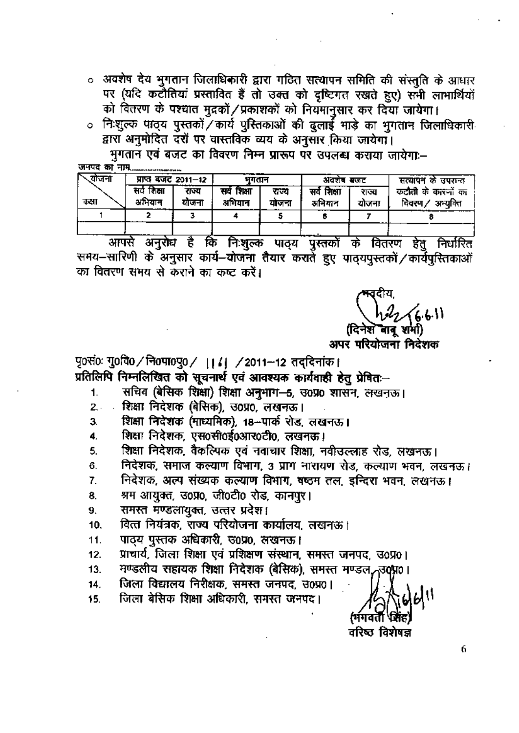- अवशेष देय भुगतान जिलाधिकारी द्वारा गठित सत्यापन समिति की संस्तुति के आधार पर (यदि कटौतियां प्रस्तावित हैं तो उक्त को दृष्टिगत रखते हुए) सभी लाभार्थियों को वितरण के पश्चात मुद्रकों/प्रकाशकों को नियमानुसार कर दिया जायेगा।
- निःशुल्क पाठ्य पुस्तकों/कार्य पुस्तिकाओं की ढुलाई भाड़े का भुगतान जिलाधिकारी द्वारा अनुमोदित दरों पर वास्तविक व्यय के अनुसार किया जायेगा।

भुगतान एवं बजट का विवरण निम्न प्रारूप पर उपलब्ध कराया जायेगा:-

जनपद का नाम..................

| योजना / कक्षा | प्राप्त बजट 2011-12 | | भुगतान | | अवशेष बजट | | सत्यापन के उपरान्त कटौती के कारणों का विवरण/ अभ्युक्ति |
|---|---|---|---|---|---|---|---|
| | सर्व शिक्षा अभियान | राज्य योजना | सर्व शिक्षा अभियान | राज्य योजना | सर्व शिक्षा अभियान | राज्य योजना | |
| 1 | 2 | 3 | 4 | 5 | 6 | 7 | 8 |
| | | | | | | | |

आपसे अनुरोध है कि निःशुल्क पाठ्य पुस्तकों के वितरण हेतु निर्धारित समय-सारिणी के अनुसार कार्य-योजना तैयार कराते हुए पाठ्यपुस्तकों/कार्यपुस्तिकाओं का वितरण समय से कराने का कष्ट करें।

भवदीय,

6.6.11

(दिनेश बाबू शर्मा)
अपर परियोजना निदेशक

पृ०सं०: गु०वि०/नि०पा०पु०/ 1141 /2011-12 तद्दिनांक।

**प्रतिलिपि निम्नलिखित को सूचनार्थ एवं आवश्यक कार्यवाही हेतु प्रेषित:-**

1. सचिव (बेसिक शिक्षा) शिक्षा अनुभाग-5, उ०प्र० शासन, लखनऊ।
2. शिक्षा निदेशक (बेसिक), उ०प्र०, लखनऊ।
3. शिक्षा निदेशक (माध्यमिक), 18-पार्क रोड, लखनऊ।
4. शिक्षा निदेशक, एस०सी०ई०आर०टी०, लखनऊ।
5. शिक्षा निदेशक, वैकल्पिक एवं नवाचार शिक्षा, नवीउल्लाह रोड, लखनऊ।
6. निदेशक, समाज कल्याण विभाग, 3 प्राग नारायण रोड, कल्याण भवन, लखनऊ।
7. निदेशक, अल्प संख्यक कल्याण विभाग, षष्ठम तल, इन्दिरा भवन, लखनऊ।
8. श्रम आयुक्त, उ०प्र०, जी०टी० रोड, कानपुर।
9. समस्त मण्डलायुक्त, उत्तर प्रदेश।
10. वित्त नियंत्रक, राज्य परियोजना कार्यालय, लखनऊ।
11. पाठ्य पुस्तक अधिकारी, उ०प्र०, लखनऊ।
12. प्राचार्य, जिला शिक्षा एवं प्रशिक्षण संस्थान, समस्त जनपद, उ०प्र०।
13. मण्डलीय सहायक शिक्षा निदेशक (बेसिक), समस्त मण्डल, उ०प्र०।
14. जिला विद्यालय निरीक्षक, समस्त जनपद, उ०प्र०।
15. जिला बेसिक शिक्षा अधिकारी, समस्त जनपद।

6/6/11

(भगवती सिंह)
वरिष्ठ विशेषज्ञ